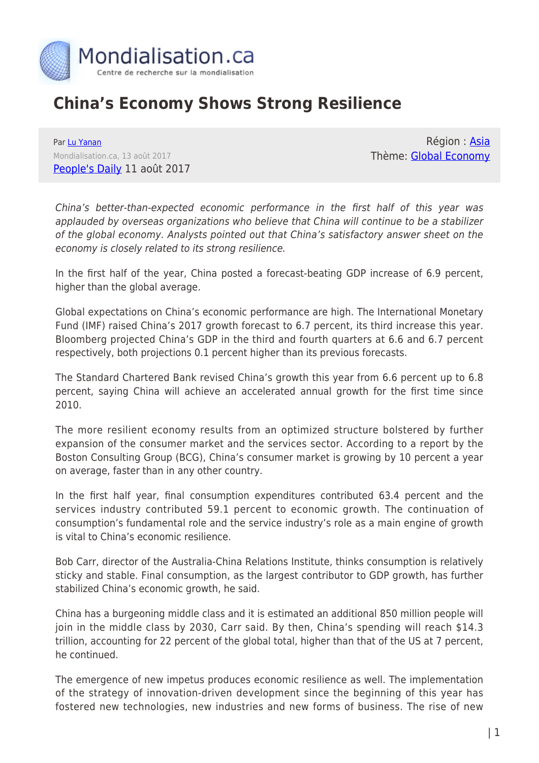# China's Economy Shows Strong Resilience

Par [Lu Yanan]
Mondialisation.ca, 13 août 2017
[People's Daily] 11 août 2017

Région : [Asia]
Thème: [Global Economy]

*China's better-than-expected economic performance in the first half of this year was applauded by overseas organizations who believe that China will continue to be a stabilizer of the global economy. Analysts pointed out that China's satisfactory answer sheet on the economy is closely related to its strong resilience.*

In the first half of the year, China posted a forecast-beating GDP increase of 6.9 percent, higher than the global average.

Global expectations on China's economic performance are high. The International Monetary Fund (IMF) raised China's 2017 growth forecast to 6.7 percent, its third increase this year. Bloomberg projected China's GDP in the third and fourth quarters at 6.6 and 6.7 percent respectively, both projections 0.1 percent higher than its previous forecasts.

The Standard Chartered Bank revised China's growth this year from 6.6 percent up to 6.8 percent, saying China will achieve an accelerated annual growth for the first time since 2010.

The more resilient economy results from an optimized structure bolstered by further expansion of the consumer market and the services sector. According to a report by the Boston Consulting Group (BCG), China's consumer market is growing by 10 percent a year on average, faster than in any other country.

In the first half year, final consumption expenditures contributed 63.4 percent and the services industry contributed 59.1 percent to economic growth. The continuation of consumption's fundamental role and the service industry's role as a main engine of growth is vital to China's economic resilience.

Bob Carr, director of the Australia-China Relations Institute, thinks consumption is relatively sticky and stable. Final consumption, as the largest contributor to GDP growth, has further stabilized China's economic growth, he said.

China has a burgeoning middle class and it is estimated an additional 850 million people will join in the middle class by 2030, Carr said. By then, China's spending will reach $14.3 trillion, accounting for 22 percent of the global total, higher than that of the US at 7 percent, he continued.

The emergence of new impetus produces economic resilience as well. The implementation of the strategy of innovation-driven development since the beginning of this year has fostered new technologies, new industries and new forms of business. The rise of new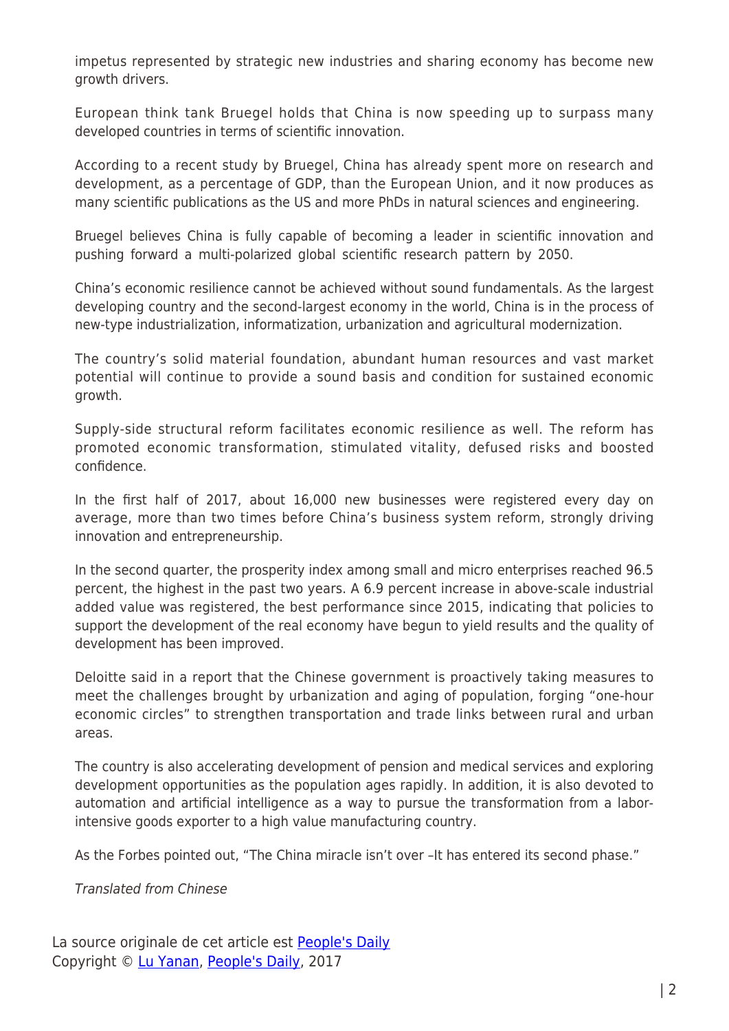impetus represented by strategic new industries and sharing economy has become new growth drivers.

European think tank Bruegel holds that China is now speeding up to surpass many developed countries in terms of scientific innovation.

According to a recent study by Bruegel, China has already spent more on research and development, as a percentage of GDP, than the European Union, and it now produces as many scientific publications as the US and more PhDs in natural sciences and engineering.

Bruegel believes China is fully capable of becoming a leader in scientific innovation and pushing forward a multi-polarized global scientific research pattern by 2050.

China's economic resilience cannot be achieved without sound fundamentals. As the largest developing country and the second-largest economy in the world, China is in the process of new-type industrialization, informatization, urbanization and agricultural modernization.

The country's solid material foundation, abundant human resources and vast market potential will continue to provide a sound basis and condition for sustained economic growth.

Supply-side structural reform facilitates economic resilience as well. The reform has promoted economic transformation, stimulated vitality, defused risks and boosted confidence.

In the first half of 2017, about 16,000 new businesses were registered every day on average, more than two times before China's business system reform, strongly driving innovation and entrepreneurship.

In the second quarter, the prosperity index among small and micro enterprises reached 96.5 percent, the highest in the past two years. A 6.9 percent increase in above-scale industrial added value was registered, the best performance since 2015, indicating that policies to support the development of the real economy have begun to yield results and the quality of development has been improved.

Deloitte said in a report that the Chinese government is proactively taking measures to meet the challenges brought by urbanization and aging of population, forging "one-hour economic circles" to strengthen transportation and trade links between rural and urban areas.

The country is also accelerating development of pension and medical services and exploring development opportunities as the population ages rapidly. In addition, it is also devoted to automation and artificial intelligence as a way to pursue the transformation from a labor-intensive goods exporter to a high value manufacturing country.

As the Forbes pointed out, "The China miracle isn't over –It has entered its second phase."

*Translated from Chinese*

La source originale de cet article est [People's Daily](#)
Copyright © [Lu Yanan](#), [People's Daily](#), 2017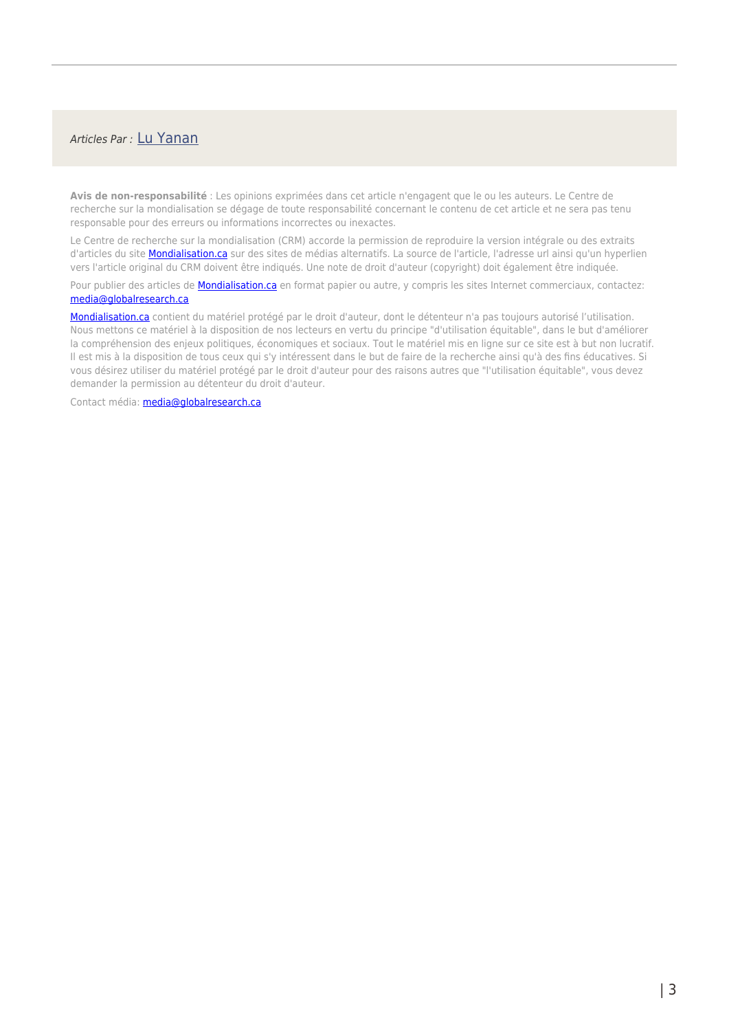*Articles Par :* Lu Yanan

**Avis de non-responsabilité** : Les opinions exprimées dans cet article n'engagent que le ou les auteurs. Le Centre de recherche sur la mondialisation se dégage de toute responsabilité concernant le contenu de cet article et ne sera pas tenu responsable pour des erreurs ou informations incorrectes ou inexactes.

Le Centre de recherche sur la mondialisation (CRM) accorde la permission de reproduire la version intégrale ou des extraits d'articles du site Mondialisation.ca sur des sites de médias alternatifs. La source de l'article, l'adresse url ainsi qu'un hyperlien vers l'article original du CRM doivent être indiqués. Une note de droit d'auteur (copyright) doit également être indiquée.

Pour publier des articles de Mondialisation.ca en format papier ou autre, y compris les sites Internet commerciaux, contactez: media@globalresearch.ca

Mondialisation.ca contient du matériel protégé par le droit d'auteur, dont le détenteur n'a pas toujours autorisé l'utilisation. Nous mettons ce matériel à la disposition de nos lecteurs en vertu du principe "d'utilisation équitable", dans le but d'améliorer la compréhension des enjeux politiques, économiques et sociaux. Tout le matériel mis en ligne sur ce site est à but non lucratif. Il est mis à la disposition de tous ceux qui s'y intéressent dans le but de faire de la recherche ainsi qu'à des fins éducatives. Si vous désirez utiliser du matériel protégé par le droit d'auteur pour des raisons autres que "l'utilisation équitable", vous devez demander la permission au détenteur du droit d'auteur.

Contact média: media@globalresearch.ca